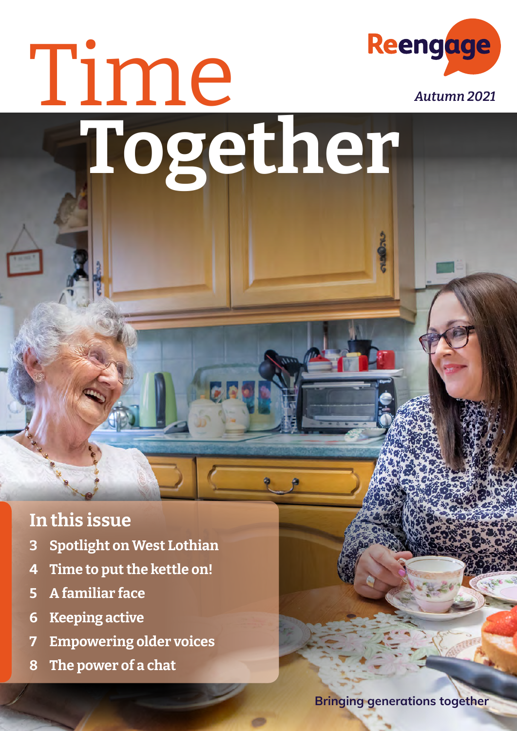# Time Together

Reengage

*Autumn 2021*

## In this issue

3 Spotlight on West Lothian

4 Time to put the kettle on!

5 A familiar face

6 Keeping active

7 Empowering older voices

8 The power of a chat

Bringing generations together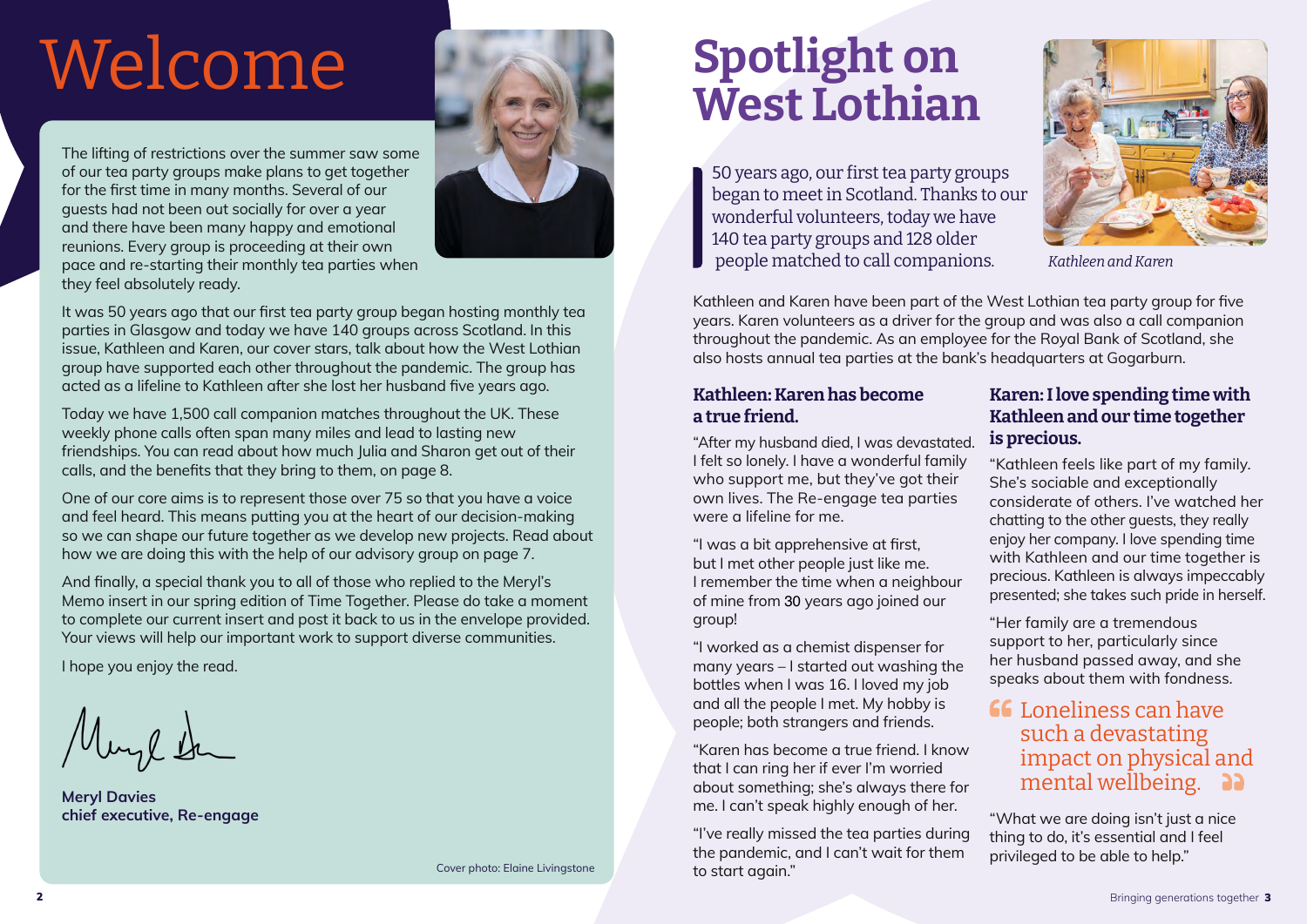# Welcome

The lifting of restrictions over the summer saw some of our tea party groups make plans to get together for the first time in many months. Several of our guests had not been out socially for over a year and there have been many happy and emotional reunions. Every group is proceeding at their own pace and re-starting their monthly tea parties when they feel absolutely ready.

It was 50 years ago that our first tea party group began hosting monthly tea parties in Glasgow and today we have 140 groups across Scotland. In this issue, Kathleen and Karen, our cover stars, talk about how the West Lothian group have supported each other throughout the pandemic. The group has acted as a lifeline to Kathleen after she lost her husband five years ago.

Today we have 1,500 call companion matches throughout the UK. These weekly phone calls often span many miles and lead to lasting new friendships. You can read about how much Julia and Sharon get out of their calls, and the benefits that they bring to them, on page 8.

One of our core aims is to represent those over 75 so that you have a voice and feel heard. This means putting you at the heart of our decision-making so we can shape our future together as we develop new projects. Read about how we are doing this with the help of our advisory group on page 7.

And finally, a special thank you to all of those who replied to the Meryl's Memo insert in our spring edition of Time Together. Please do take a moment to complete our current insert and post it back to us in the envelope provided. Your views will help our important work to support diverse communities.

I hope you enjoy the read.

**Meryl Davies**
**chief executive, Re-engage**

Cover photo: Elaine Livingstone

# Spotlight on West Lothian

50 years ago, our first tea party groups began to meet in Scotland. Thanks to our wonderful volunteers, today we have 140 tea party groups and 128 older people matched to call companions.

*Kathleen and Karen*

Kathleen and Karen have been part of the West Lothian tea party group for five years. Karen volunteers as a driver for the group and was also a call companion throughout the pandemic. As an employee for the Royal Bank of Scotland, she also hosts annual tea parties at the bank's headquarters at Gogarburn.

### Kathleen: Karen has become a true friend.

"After my husband died, I was devastated. I felt so lonely. I have a wonderful family who support me, but they've got their own lives. The Re-engage tea parties were a lifeline for me.

"I was a bit apprehensive at first, but I met other people just like me. I remember the time when a neighbour of mine from 30 years ago joined our group!

"I worked as a chemist dispenser for many years – I started out washing the bottles when I was 16. I loved my job and all the people I met. My hobby is people; both strangers and friends.

"Karen has become a true friend. I know that I can ring her if ever I'm worried about something; she's always there for me. I can't speak highly enough of her.

"I've really missed the tea parties during the pandemic, and I can't wait for them to start again."

### Karen: I love spending time with Kathleen and our time together is precious.

"Kathleen feels like part of my family. She's sociable and exceptionally considerate of others. I've watched her chatting to the other guests, they really enjoy her company. I love spending time with Kathleen and our time together is precious. Kathleen is always impeccably presented; she takes such pride in herself.

"Her family are a tremendous support to her, particularly since her husband passed away, and she speaks about them with fondness.

> "Loneliness can have such a devastating impact on physical and mental wellbeing."

"What we are doing isn't just a nice thing to do, it's essential and I feel privileged to be able to help."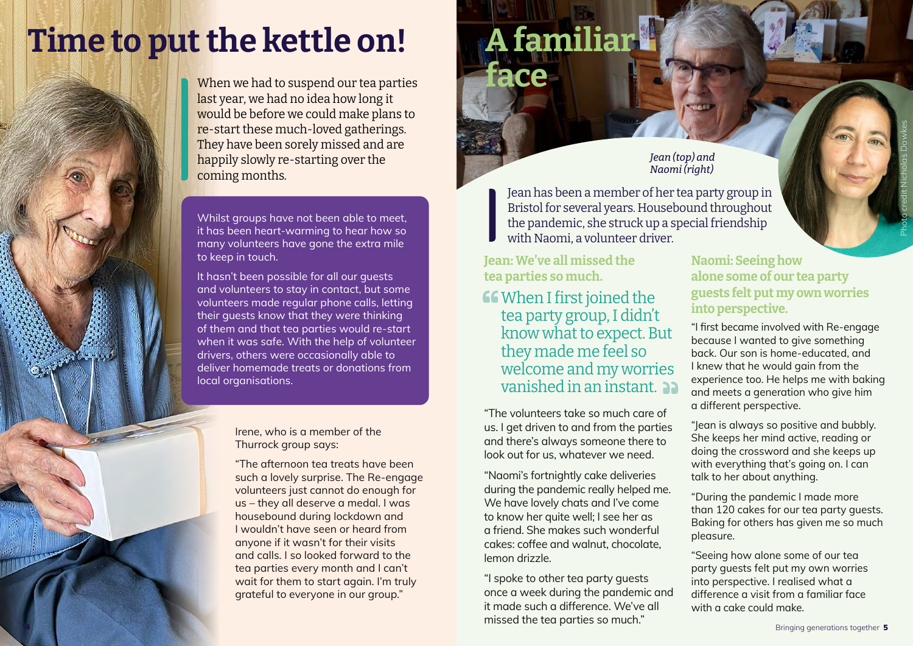# Time to put the kettle on!

When we had to suspend our tea parties last year, we had no idea how long it would be before we could make plans to re-start these much-loved gatherings. They have been sorely missed and are happily slowly re-starting over the coming months.

Whilst groups have not been able to meet, it has been heart-warming to hear how so many volunteers have gone the extra mile to keep in touch.

It hasn't been possible for all our guests and volunteers to stay in contact, but some volunteers made regular phone calls, letting their guests know that they were thinking of them and that tea parties would re-start when it was safe. With the help of volunteer drivers, others were occasionally able to deliver homemade treats or donations from local organisations.

Irene, who is a member of the Thurrock group says:

"The afternoon tea treats have been such a lovely surprise. The Re-engage volunteers just cannot do enough for us – they all deserve a medal. I was housebound during lockdown and I wouldn't have seen or heard from anyone if it wasn't for their visits and calls. I so looked forward to the tea parties every month and I can't wait for them to start again. I'm truly grateful to everyone in our group."

# A familiar face

*Jean (top) and Naomi (right)*

Photo credit Nicholas Dawkes

Jean has been a member of her tea party group in Bristol for several years. Housebound throughout the pandemic, she struck up a special friendship with Naomi, a volunteer driver.

### Jean: We've all missed the tea parties so much.

> "When I first joined the tea party group, I didn't know what to expect. But they made me feel so welcome and my worries vanished in an instant."

"The volunteers take so much care of us. I get driven to and from the parties and there's always someone there to look out for us, whatever we need.

"Naomi's fortnightly cake deliveries during the pandemic really helped me. We have lovely chats and I've come to know her quite well; I see her as a friend. She makes such wonderful cakes: coffee and walnut, chocolate, lemon drizzle.

"I spoke to other tea party guests once a week during the pandemic and it made such a difference. We've all missed the tea parties so much."

### Naomi: Seeing how alone some of our tea party guests felt put my own worries into perspective.

"I first became involved with Re-engage because I wanted to give something back. Our son is home-educated, and I knew that he would gain from the experience too. He helps me with baking and meets a generation who give him a different perspective.

"Jean is always so positive and bubbly. She keeps her mind active, reading or doing the crossword and she keeps up with everything that's going on. I can talk to her about anything.

"During the pandemic I made more than 120 cakes for our tea party guests. Baking for others has given me so much pleasure.

"Seeing how alone some of our tea party guests felt put my own worries into perspective. I realised what a difference a visit from a familiar face with a cake could make.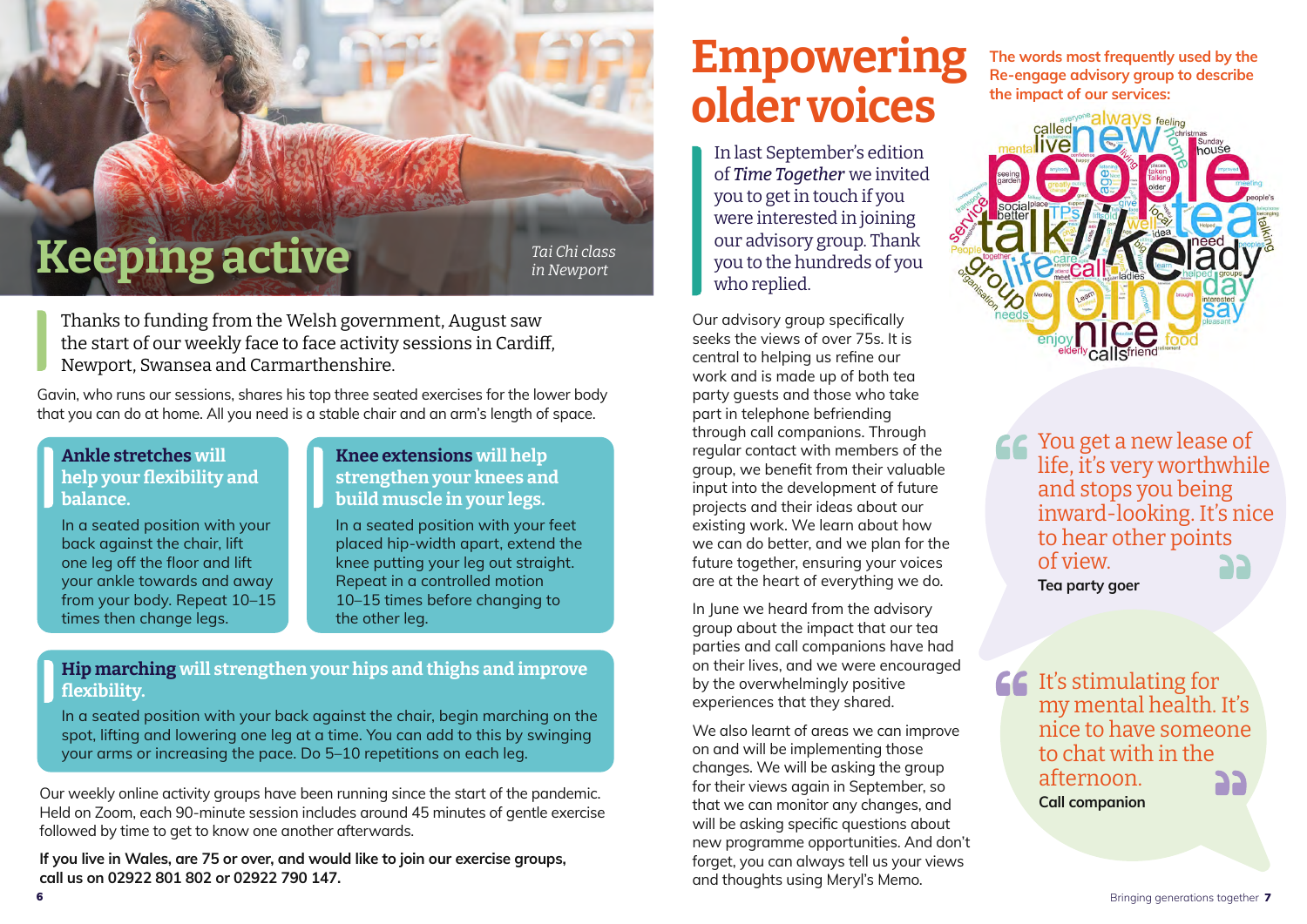# Keeping active

*Tai Chi class in Newport*

Thanks to funding from the Welsh government, August saw the start of our weekly face to face activity sessions in Cardiff, Newport, Swansea and Carmarthenshire.

Gavin, who runs our sessions, shares his top three seated exercises for the lower body that you can do at home. All you need is a stable chair and an arm's length of space.

**Ankle stretches will help your flexibility and balance.**

In a seated position with your back against the chair, lift one leg off the floor and lift your ankle towards and away from your body. Repeat 10–15 times then change legs.

**Knee extensions will help strengthen your knees and build muscle in your legs.**

In a seated position with your feet placed hip-width apart, extend the knee putting your leg out straight. Repeat in a controlled motion 10–15 times before changing to the other leg.

**Hip marching will strengthen your hips and thighs and improve flexibility.**

In a seated position with your back against the chair, begin marching on the spot, lifting and lowering one leg at a time. You can add to this by swinging your arms or increasing the pace. Do 5–10 repetitions on each leg.

Our weekly online activity groups have been running since the start of the pandemic. Held on Zoom, each 90-minute session includes around 45 minutes of gentle exercise followed by time to get to know one another afterwards.

**If you live in Wales, are 75 or over, and would like to join our exercise groups, call us on 02922 801 802 or 02922 790 147.**

# Empowering older voices

In last September's edition of *Time Together* we invited you to get in touch if you were interested in joining our advisory group. Thank you to the hundreds of you who replied.

Our advisory group specifically seeks the views of over 75s. It is central to helping us refine our work and is made up of both tea party guests and those who take part in telephone befriending through call companions. Through regular contact with members of the group, we benefit from their valuable input into the development of future projects and their ideas about our existing work. We learn about how we can do better, and we plan for the future together, ensuring your voices are at the heart of everything we do.

In June we heard from the advisory group about the impact that our tea parties and call companions have had on their lives, and we were encouraged by the overwhelmingly positive experiences that they shared.

We also learnt of areas we can improve on and will be implementing those changes. We will be asking the group for their views again in September, so that we can monitor any changes, and will be asking specific questions about new programme opportunities. And don't forget, you can always tell us your views and thoughts using Meryl's Memo.

**The words most frequently used by the Re-engage advisory group to describe the impact of our services:**

> You get a new lease of life, it's very worthwhile and stops you being inward-looking. It's nice to hear other points of view.
>
> **Tea party goer**

> It's stimulating for my mental health. It's nice to have someone to chat with in the afternoon.
>
> **Call companion**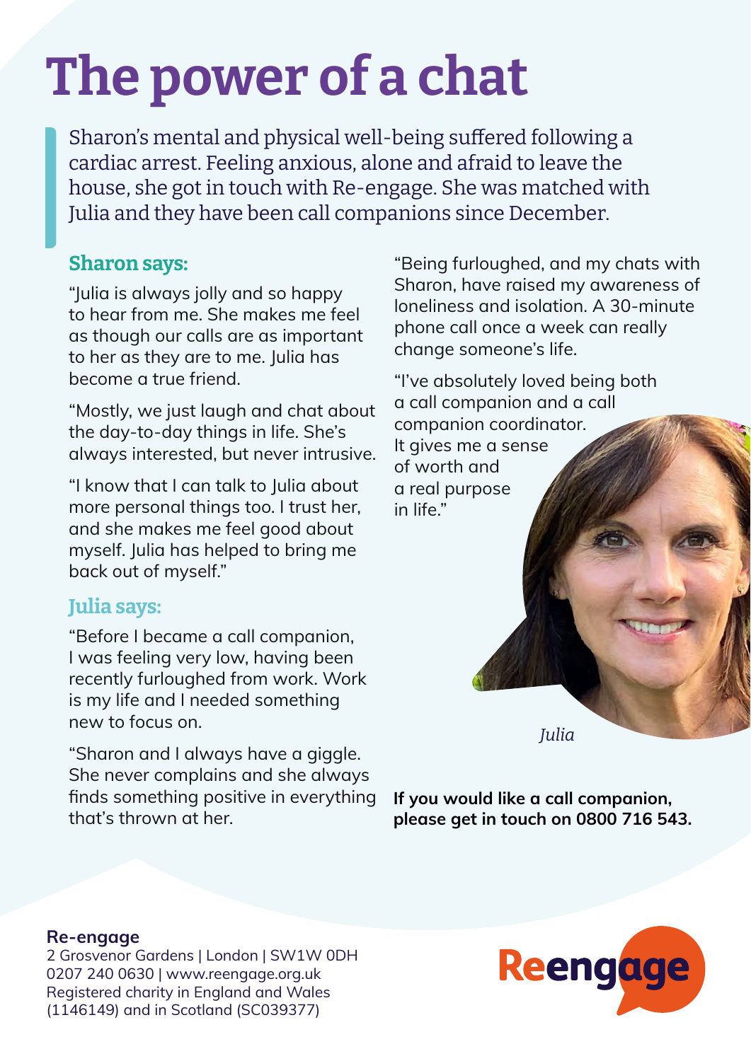# The power of a chat

Sharon's mental and physical well-being suffered following a cardiac arrest. Feeling anxious, alone and afraid to leave the house, she got in touch with Re-engage. She was matched with Julia and they have been call companions since December.

## Sharon says:

"Julia is always jolly and so happy to hear from me. She makes me feel as though our calls are as important to her as they are to me. Julia has become a true friend.

"Mostly, we just laugh and chat about the day-to-day things in life. She's always interested, but never intrusive.

"I know that I can talk to Julia about more personal things too. I trust her, and she makes me feel good about myself. Julia has helped to bring me back out of myself."

## Julia says:

"Before I became a call companion, I was feeling very low, having been recently furloughed from work. Work is my life and I needed something new to focus on.

"Sharon and I always have a giggle. She never complains and she always finds something positive in everything that's thrown at her.

"Being furloughed, and my chats with Sharon, have raised my awareness of loneliness and isolation. A 30-minute phone call once a week can really change someone's life.

"I've absolutely loved being both a call companion and a call companion coordinator. It gives me a sense of worth and a real purpose in life."

*Julia*

**If you would like a call companion, please get in touch on 0800 716 543.**

**Re-engage**
2 Grosvenor Gardens | London | SW1W 0DH
0207 240 0630 | www.reengage.org.uk
Registered charity in England and Wales (1146149) and in Scotland (SC039377)

Reengage